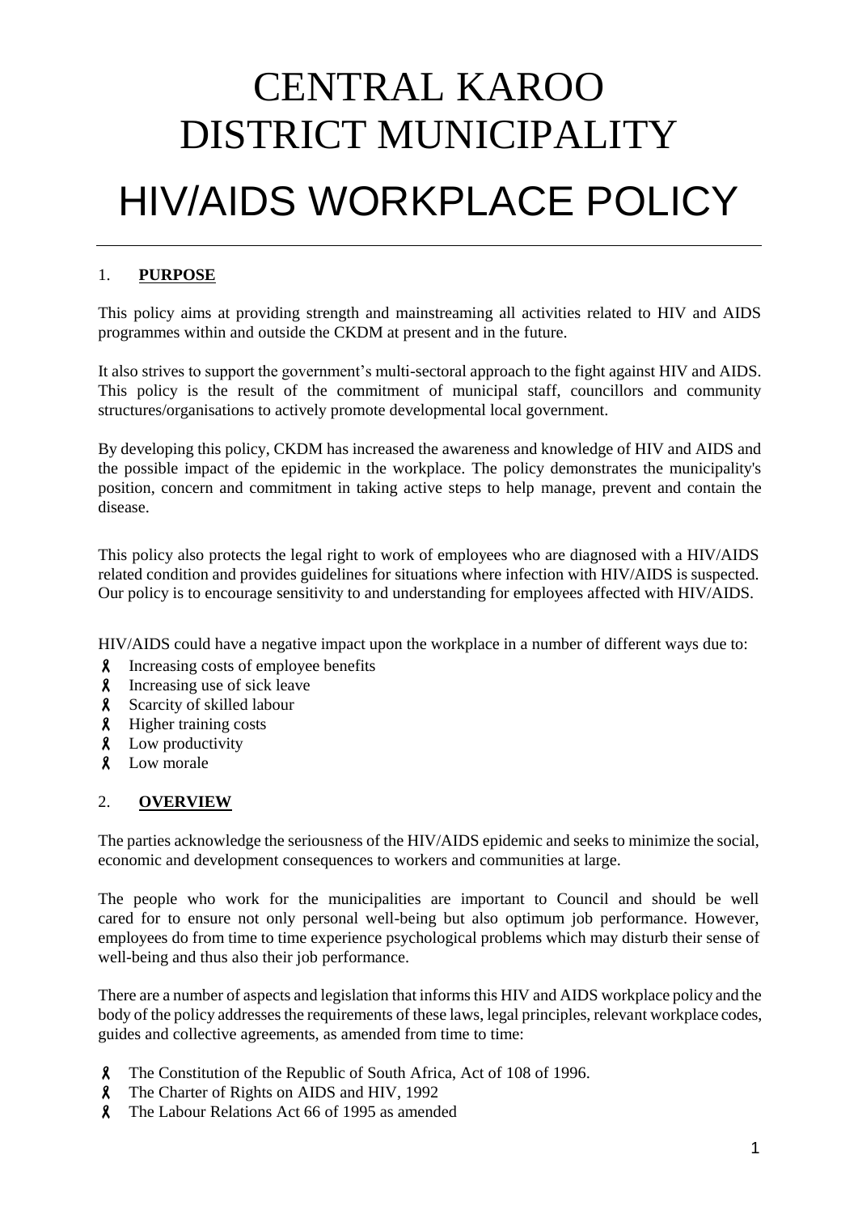# CENTRAL KAROO DISTRICT MUNICIPALITY

# HIV/AIDS WORKPLACE POLICY

## 1. PURPOSE

This policy aims at providing strength and mainstreaming all activities related to HIV and AIDS programmes within and outside the CKDM at present and in the future.

It also strives to support the government's multi-sectoral approach to the fight against HIV and AIDS. This policy is the result of the commitment of municipal staff, councillors and community structures/organisations to actively promote developmental local government.

By developing this policy, CKDM has increased the awareness and knowledge of HIV and AIDS and the possible impact of the epidemic in the workplace. The policy demonstrates the municipality's position, concern and commitment in taking active steps to help manage, prevent and contain the disease.

This policy also protects the legal right to work of employees who are diagnosed with a HIV/AIDS related condition and provides guidelines for situations where infection with HIV/AIDS is suspected. Our policy is to encourage sensitivity to and understanding for employees affected with HIV/AIDS.

HIV/AIDS could have a negative impact upon the workplace in a number of different ways due to:

- Increasing costs of employee benefits
- Increasing use of sick leave
- Scarcity of skilled labour
- Higher training costs
- Low productivity
- Low morale

## 2. OVERVIEW

The parties acknowledge the seriousness of the HIV/AIDS epidemic and seeks to minimize the social, economic and development consequences to workers and communities at large.

The people who work for the municipalities are important to Council and should be well cared for to ensure not only personal well-being but also optimum job performance. However, employees do from time to time experience psychological problems which may disturb their sense of well-being and thus also their job performance.

There are a number of aspects and legislation that informs this HIV and AIDS workplace policy and the body of the policy addresses the requirements of these laws, legal principles, relevant workplace codes, guides and collective agreements, as amended from time to time:

- The Constitution of the Republic of South Africa, Act of 108 of 1996.
- The Charter of Rights on AIDS and HIV, 1992
- The Labour Relations Act 66 of 1995 as amended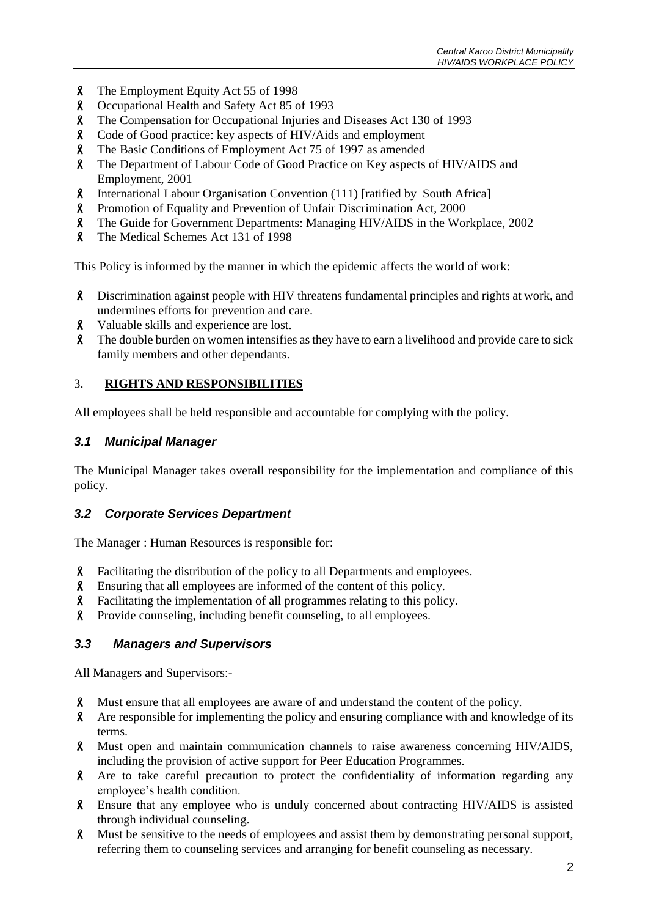- The Employment Equity Act 55 of 1998
- Occupational Health and Safety Act 85 of 1993
- The Compensation for Occupational Injuries and Diseases Act 130 of 1993
- Code of Good practice: key aspects of HIV/Aids and employment
- The Basic Conditions of Employment Act 75 of 1997 as amended
- The Department of Labour Code of Good Practice on Key aspects of HIV/AIDS and Employment, 2001
- International Labour Organisation Convention (111) [ratified by South Africa]
- Promotion of Equality and Prevention of Unfair Discrimination Act, 2000
- The Guide for Government Departments: Managing HIV/AIDS in the Workplace, 2002
- The Medical Schemes Act 131 of 1998

This Policy is informed by the manner in which the epidemic affects the world of work:

- Discrimination against people with HIV threatens fundamental principles and rights at work, and undermines efforts for prevention and care.
- Valuable skills and experience are lost.
- The double burden on women intensifies as they have to earn a livelihood and provide care to sick family members and other dependants.

## 3. **RIGHTS AND RESPONSIBILITIES**

All employees shall be held responsible and accountable for complying with the policy.

### *3.1 Municipal Manager*

The Municipal Manager takes overall responsibility for the implementation and compliance of this policy.

### *3.2 Corporate Services Department*

The Manager : Human Resources is responsible for:

- Facilitating the distribution of the policy to all Departments and employees.
- Ensuring that all employees are informed of the content of this policy.
- Facilitating the implementation of all programmes relating to this policy.
- Provide counseling, including benefit counseling, to all employees.

### *3.3 Managers and Supervisors*

All Managers and Supervisors:-

- Must ensure that all employees are aware of and understand the content of the policy.
- Are responsible for implementing the policy and ensuring compliance with and knowledge of its terms.
- Must open and maintain communication channels to raise awareness concerning HIV/AIDS, including the provision of active support for Peer Education Programmes.
- Are to take careful precaution to protect the confidentiality of information regarding any employee's health condition.
- Ensure that any employee who is unduly concerned about contracting HIV/AIDS is assisted through individual counseling.
- Must be sensitive to the needs of employees and assist them by demonstrating personal support, referring them to counseling services and arranging for benefit counseling as necessary.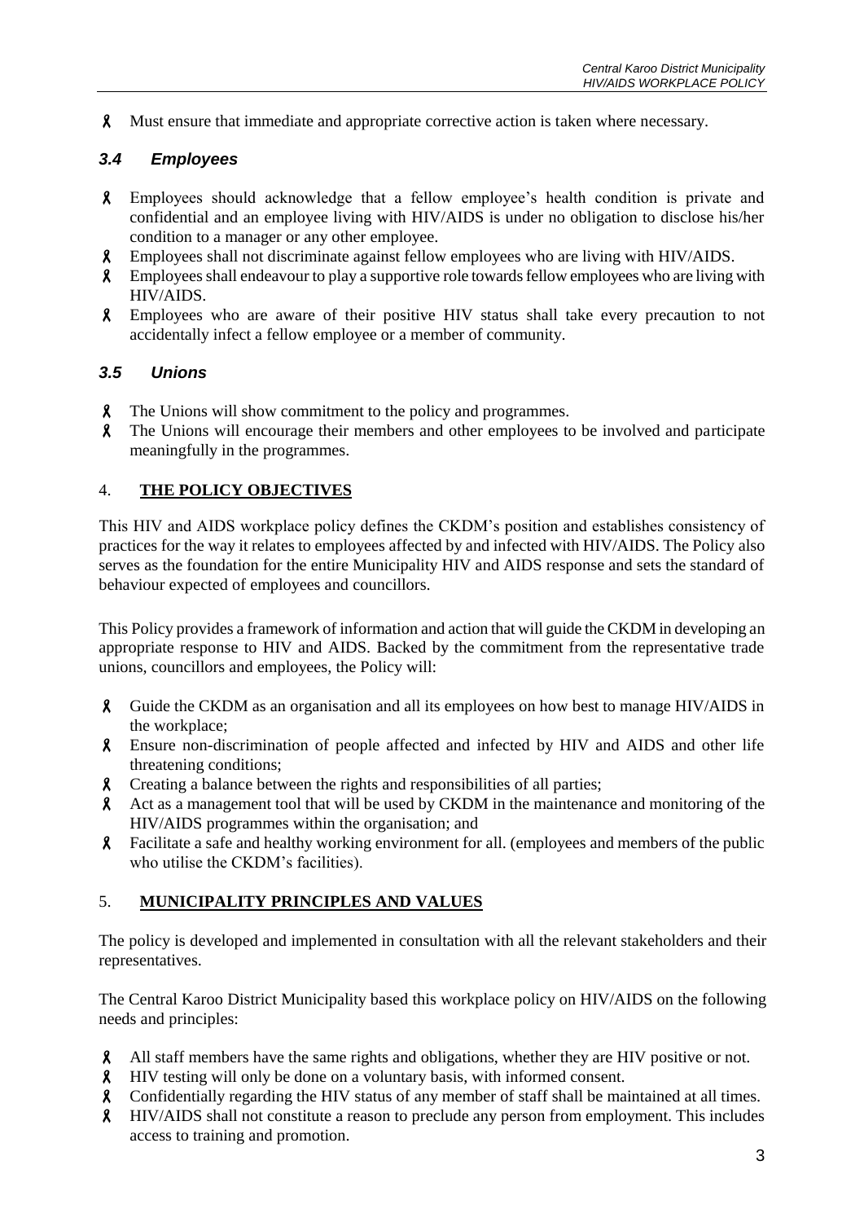- Must ensure that immediate and appropriate corrective action is taken where necessary.

### *3.4 Employees*

- Employees should acknowledge that a fellow employee's health condition is private and confidential and an employee living with HIV/AIDS is under no obligation to disclose his/her condition to a manager or any other employee.
- Employees shall not discriminate against fellow employees who are living with HIV/AIDS.
- Employees shall endeavour to play a supportive role towards fellow employees who are living with HIV/AIDS.
- Employees who are aware of their positive HIV status shall take every precaution to not accidentally infect a fellow employee or a member of community.

### *3.5 Unions*

- The Unions will show commitment to the policy and programmes.
- The Unions will encourage their members and other employees to be involved and participate meaningfully in the programmes.

## 4. **THE POLICY OBJECTIVES**

This HIV and AIDS workplace policy defines the CKDM's position and establishes consistency of practices for the way it relates to employees affected by and infected with HIV/AIDS. The Policy also serves as the foundation for the entire Municipality HIV and AIDS response and sets the standard of behaviour expected of employees and councillors.

This Policy provides a framework of information and action that will guide the CKDM in developing an appropriate response to HIV and AIDS. Backed by the commitment from the representative trade unions, councillors and employees, the Policy will:

- Guide the CKDM as an organisation and all its employees on how best to manage HIV/AIDS in the workplace;
- Ensure non-discrimination of people affected and infected by HIV and AIDS and other life threatening conditions;
- Creating a balance between the rights and responsibilities of all parties;
- Act as a management tool that will be used by CKDM in the maintenance and monitoring of the HIV/AIDS programmes within the organisation; and
- Facilitate a safe and healthy working environment for all. (employees and members of the public who utilise the CKDM's facilities).

## 5. **MUNICIPALITY PRINCIPLES AND VALUES**

The policy is developed and implemented in consultation with all the relevant stakeholders and their representatives.

The Central Karoo District Municipality based this workplace policy on HIV/AIDS on the following needs and principles:

- All staff members have the same rights and obligations, whether they are HIV positive or not.
- HIV testing will only be done on a voluntary basis, with informed consent.
- Confidentially regarding the HIV status of any member of staff shall be maintained at all times.
- HIV/AIDS shall not constitute a reason to preclude any person from employment. This includes access to training and promotion.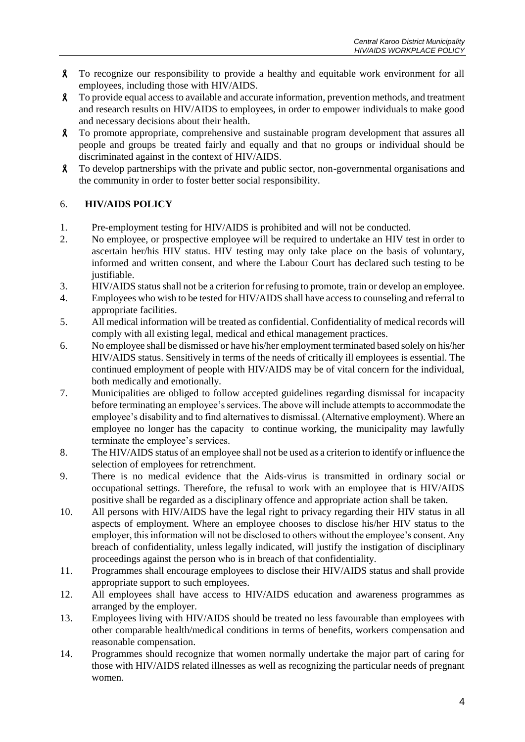- To recognize our responsibility to provide a healthy and equitable work environment for all employees, including those with HIV/AIDS.
- To provide equal access to available and accurate information, prevention methods, and treatment and research results on HIV/AIDS to employees, in order to empower individuals to make good and necessary decisions about their health.
- To promote appropriate, comprehensive and sustainable program development that assures all people and groups be treated fairly and equally and that no groups or individual should be discriminated against in the context of HIV/AIDS.
- To develop partnerships with the private and public sector, non-governmental organisations and the community in order to foster better social responsibility.

## 6. **HIV/AIDS POLICY**

1. Pre-employment testing for HIV/AIDS is prohibited and will not be conducted.
2. No employee, or prospective employee will be required to undertake an HIV test in order to ascertain her/his HIV status. HIV testing may only take place on the basis of voluntary, informed and written consent, and where the Labour Court has declared such testing to be justifiable.
3. HIV/AIDS status shall not be a criterion for refusing to promote, train or develop an employee.
4. Employees who wish to be tested for HIV/AIDS shall have access to counseling and referral to appropriate facilities.
5. All medical information will be treated as confidential. Confidentiality of medical records will comply with all existing legal, medical and ethical management practices.
6. No employee shall be dismissed or have his/her employment terminated based solely on his/her HIV/AIDS status. Sensitively in terms of the needs of critically ill employees is essential. The continued employment of people with HIV/AIDS may be of vital concern for the individual, both medically and emotionally.
7. Municipalities are obliged to follow accepted guidelines regarding dismissal for incapacity before terminating an employee's services. The above will include attempts to accommodate the employee's disability and to find alternatives to dismissal. (Alternative employment). Where an employee no longer has the capacity to continue working, the municipality may lawfully terminate the employee's services.
8. The HIV/AIDS status of an employee shall not be used as a criterion to identify or influence the selection of employees for retrenchment.
9. There is no medical evidence that the Aids-virus is transmitted in ordinary social or occupational settings. Therefore, the refusal to work with an employee that is HIV/AIDS positive shall be regarded as a disciplinary offence and appropriate action shall be taken.
10. All persons with HIV/AIDS have the legal right to privacy regarding their HIV status in all aspects of employment. Where an employee chooses to disclose his/her HIV status to the employer, this information will not be disclosed to others without the employee's consent. Any breach of confidentiality, unless legally indicated, will justify the instigation of disciplinary proceedings against the person who is in breach of that confidentiality.
11. Programmes shall encourage employees to disclose their HIV/AIDS status and shall provide appropriate support to such employees.
12. All employees shall have access to HIV/AIDS education and awareness programmes as arranged by the employer.
13. Employees living with HIV/AIDS should be treated no less favourable than employees with other comparable health/medical conditions in terms of benefits, workers compensation and reasonable compensation.
14. Programmes should recognize that women normally undertake the major part of caring for those with HIV/AIDS related illnesses as well as recognizing the particular needs of pregnant women.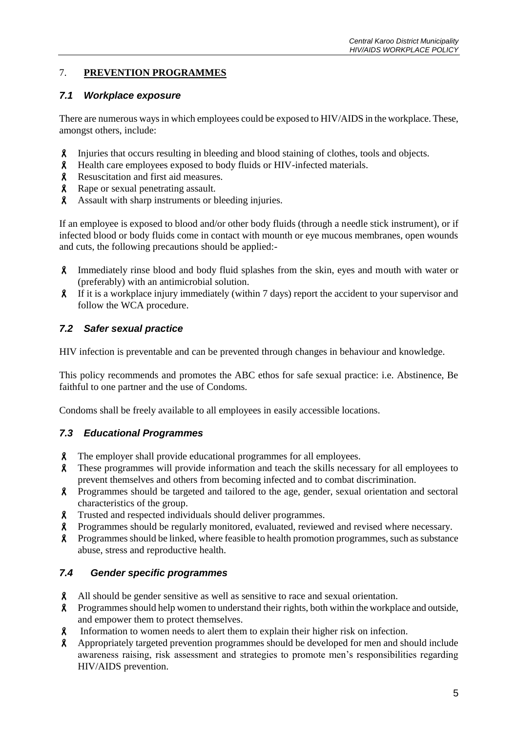## 7. **PREVENTION PROGRAMMES**

### *7.1 Workplace exposure*

There are numerous ways in which employees could be exposed to HIV/AIDS in the workplace. These, amongst others, include:

- Injuries that occurs resulting in bleeding and blood staining of clothes, tools and objects.
- Health care employees exposed to body fluids or HIV-infected materials.
- Resuscitation and first aid measures.
- Rape or sexual penetrating assault.
- Assault with sharp instruments or bleeding injuries.

If an employee is exposed to blood and/or other body fluids (through a needle stick instrument), or if infected blood or body fluids come in contact with mounth or eye mucous membranes, open wounds and cuts, the following precautions should be applied:-

- Immediately rinse blood and body fluid splashes from the skin, eyes and mouth with water or (preferably) with an antimicrobial solution.
- If it is a workplace injury immediately (within 7 days) report the accident to your supervisor and follow the WCA procedure.

### *7.2 Safer sexual practice*

HIV infection is preventable and can be prevented through changes in behaviour and knowledge.

This policy recommends and promotes the ABC ethos for safe sexual practice: i.e. Abstinence, Be faithful to one partner and the use of Condoms.

Condoms shall be freely available to all employees in easily accessible locations.

### *7.3 Educational Programmes*

- The employer shall provide educational programmes for all employees.
- These programmes will provide information and teach the skills necessary for all employees to prevent themselves and others from becoming infected and to combat discrimination.
- Programmes should be targeted and tailored to the age, gender, sexual orientation and sectoral characteristics of the group.
- Trusted and respected individuals should deliver programmes.
- Programmes should be regularly monitored, evaluated, reviewed and revised where necessary.
- Programmes should be linked, where feasible to health promotion programmes, such as substance abuse, stress and reproductive health.

### *7.4 Gender specific programmes*

- All should be gender sensitive as well as sensitive to race and sexual orientation.
- Programmes should help women to understand their rights, both within the workplace and outside, and empower them to protect themselves.
- Information to women needs to alert them to explain their higher risk on infection.
- Appropriately targeted prevention programmes should be developed for men and should include awareness raising, risk assessment and strategies to promote men's responsibilities regarding HIV/AIDS prevention.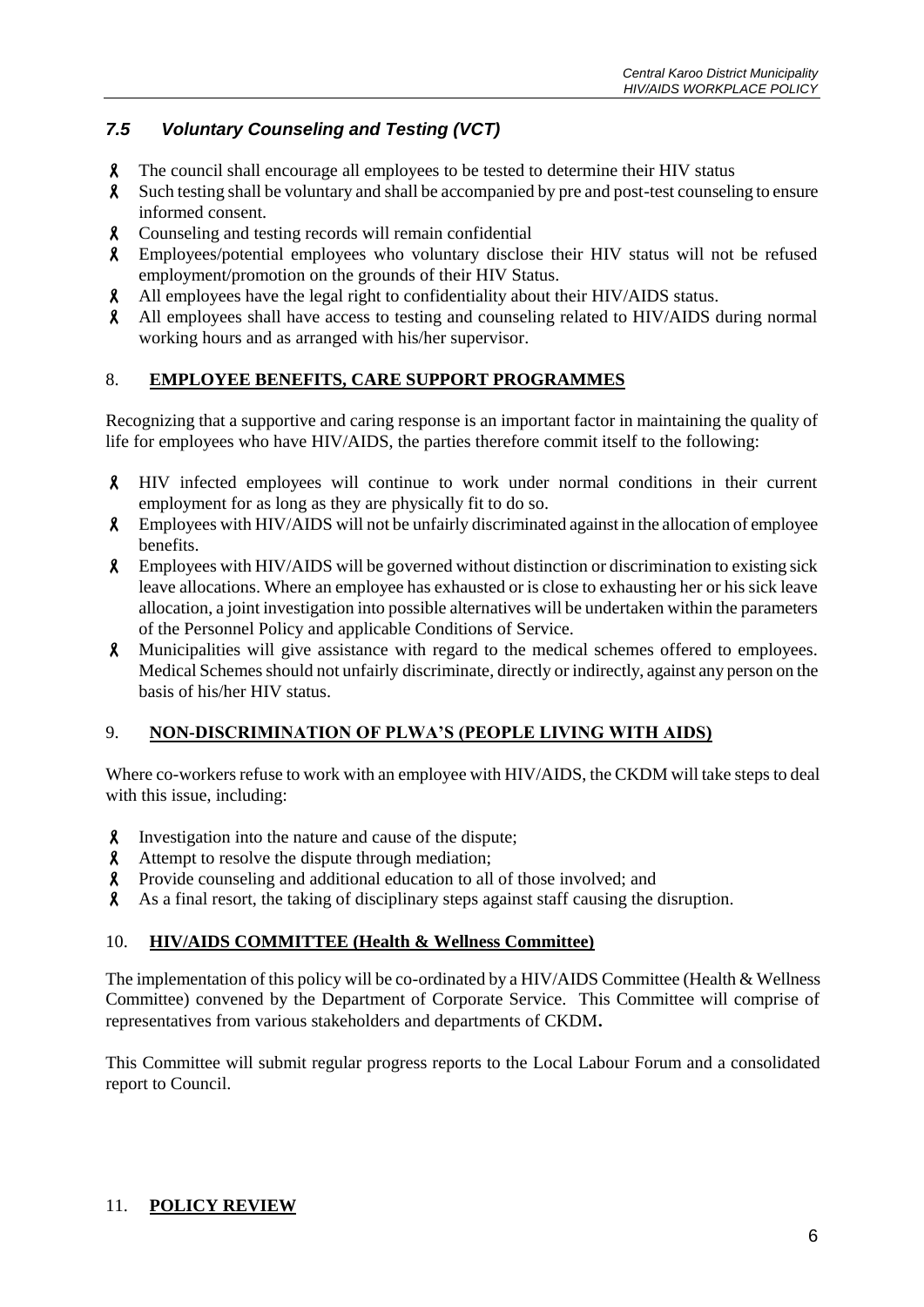### *7.5 Voluntary Counseling and Testing (VCT)*

- The council shall encourage all employees to be tested to determine their HIV status
- Such testing shall be voluntary and shall be accompanied by pre and post-test counseling to ensure informed consent.
- Counseling and testing records will remain confidential
- Employees/potential employees who voluntary disclose their HIV status will not be refused employment/promotion on the grounds of their HIV Status.
- All employees have the legal right to confidentiality about their HIV/AIDS status.
- All employees shall have access to testing and counseling related to HIV/AIDS during normal working hours and as arranged with his/her supervisor.

## 8. **EMPLOYEE BENEFITS, CARE SUPPORT PROGRAMMES**

Recognizing that a supportive and caring response is an important factor in maintaining the quality of life for employees who have HIV/AIDS, the parties therefore commit itself to the following:

- HIV infected employees will continue to work under normal conditions in their current employment for as long as they are physically fit to do so.
- Employees with HIV/AIDS will not be unfairly discriminated against in the allocation of employee benefits.
- Employees with HIV/AIDS will be governed without distinction or discrimination to existing sick leave allocations. Where an employee has exhausted or is close to exhausting her or his sick leave allocation, a joint investigation into possible alternatives will be undertaken within the parameters of the Personnel Policy and applicable Conditions of Service.
- Municipalities will give assistance with regard to the medical schemes offered to employees. Medical Schemes should not unfairly discriminate, directly or indirectly, against any person on the basis of his/her HIV status.

## 9. **NON-DISCRIMINATION OF PLWA'S (PEOPLE LIVING WITH AIDS)**

Where co-workers refuse to work with an employee with HIV/AIDS, the CKDM will take steps to deal with this issue, including:

- Investigation into the nature and cause of the dispute;
- Attempt to resolve the dispute through mediation;
- Provide counseling and additional education to all of those involved; and
- As a final resort, the taking of disciplinary steps against staff causing the disruption.

## 10. **HIV/AIDS COMMITTEE (Health & Wellness Committee)**

The implementation of this policy will be co-ordinated by a HIV/AIDS Committee (Health & Wellness Committee) convened by the Department of Corporate Service. This Committee will comprise of representatives from various stakeholders and departments of CKDM**.**

This Committee will submit regular progress reports to the Local Labour Forum and a consolidated report to Council.

## 11. **POLICY REVIEW**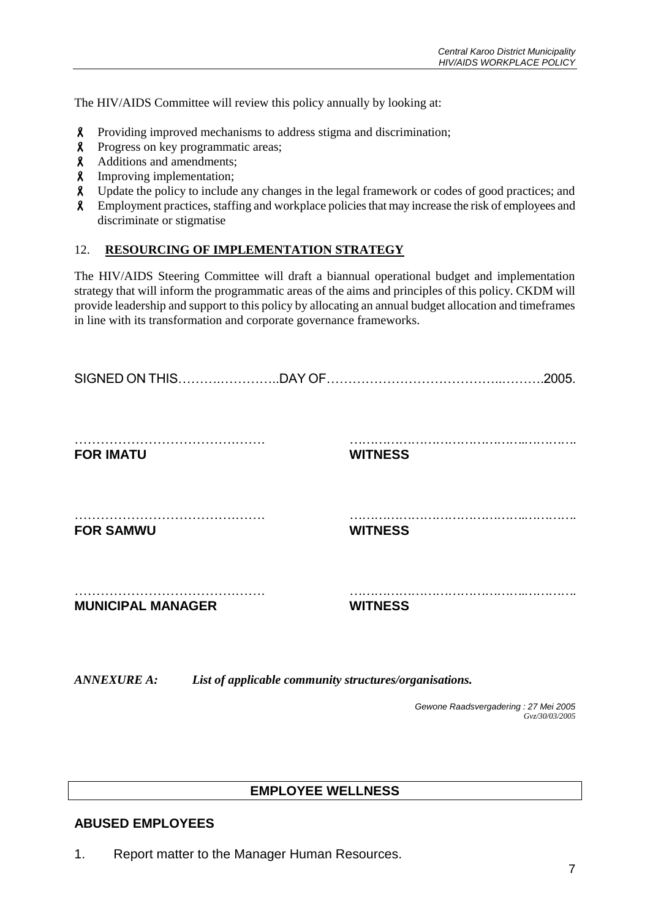The HIV/AIDS Committee will review this policy annually by looking at:

- Providing improved mechanisms to address stigma and discrimination;
- Progress on key programmatic areas;
- Additions and amendments;
- Improving implementation;
- Update the policy to include any changes in the legal framework or codes of good practices; and
- Employment practices, staffing and workplace policies that may increase the risk of employees and discriminate or stigmatise

## 12. **RESOURCING OF IMPLEMENTATION STRATEGY**

The HIV/AIDS Steering Committee will draft a biannual operational budget and implementation strategy that will inform the programmatic areas of the aims and principles of this policy. CKDM will provide leadership and support to this policy by allocating an annual budget allocation and timeframes in line with its transformation and corporate governance frameworks.

SIGNED ON THIS……….…………..DAY OF………………………………..……….2005.

| | |
|---|---|
| …………………………………… | …………………………………………… |
| **FOR IMATU** | **WITNESS** |
| …………………………………… | …………………………………………… |
| **FOR SAMWU** | **WITNESS** |
| …………………………………… | …………………………………………… |
| **MUNICIPAL MANAGER** | **WITNESS** |

***ANNEXURE A:*** ***List of applicable community structures/organisations.***

*Gewone Raadsvergadering : 27 Mei 2005*
*Gvz/30/03/2005*

## EMPLOYEE WELLNESS

### ABUSED EMPLOYEES

1. Report matter to the Manager Human Resources.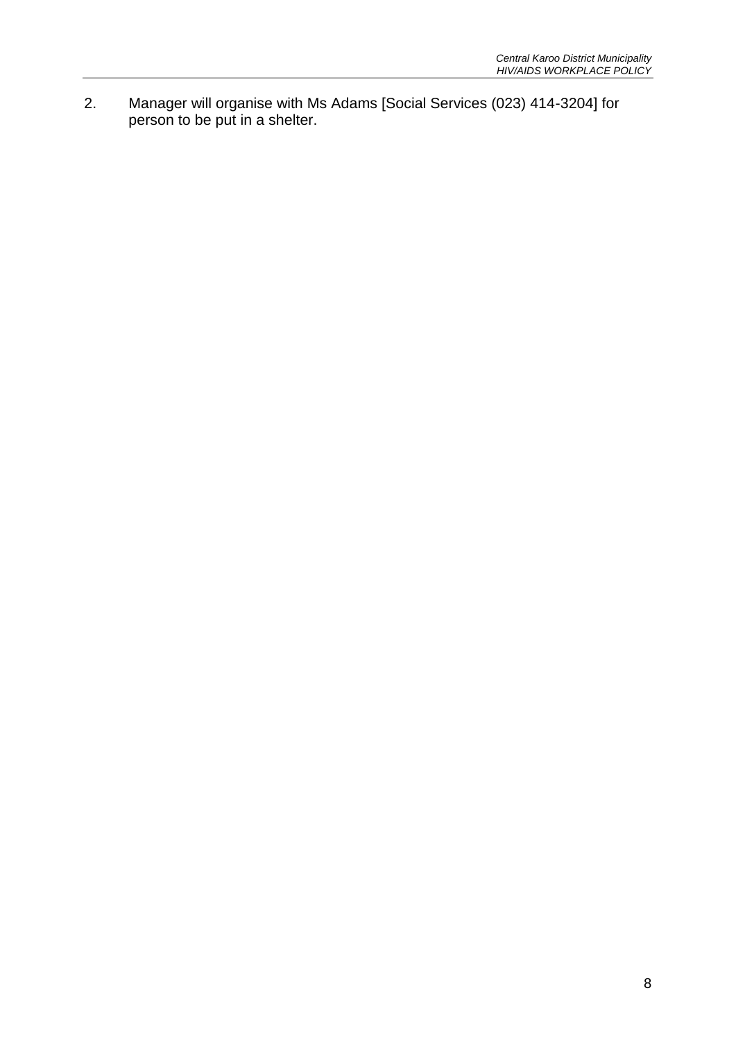2. Manager will organise with Ms Adams [Social Services (023) 414-3204] for person to be put in a shelter.